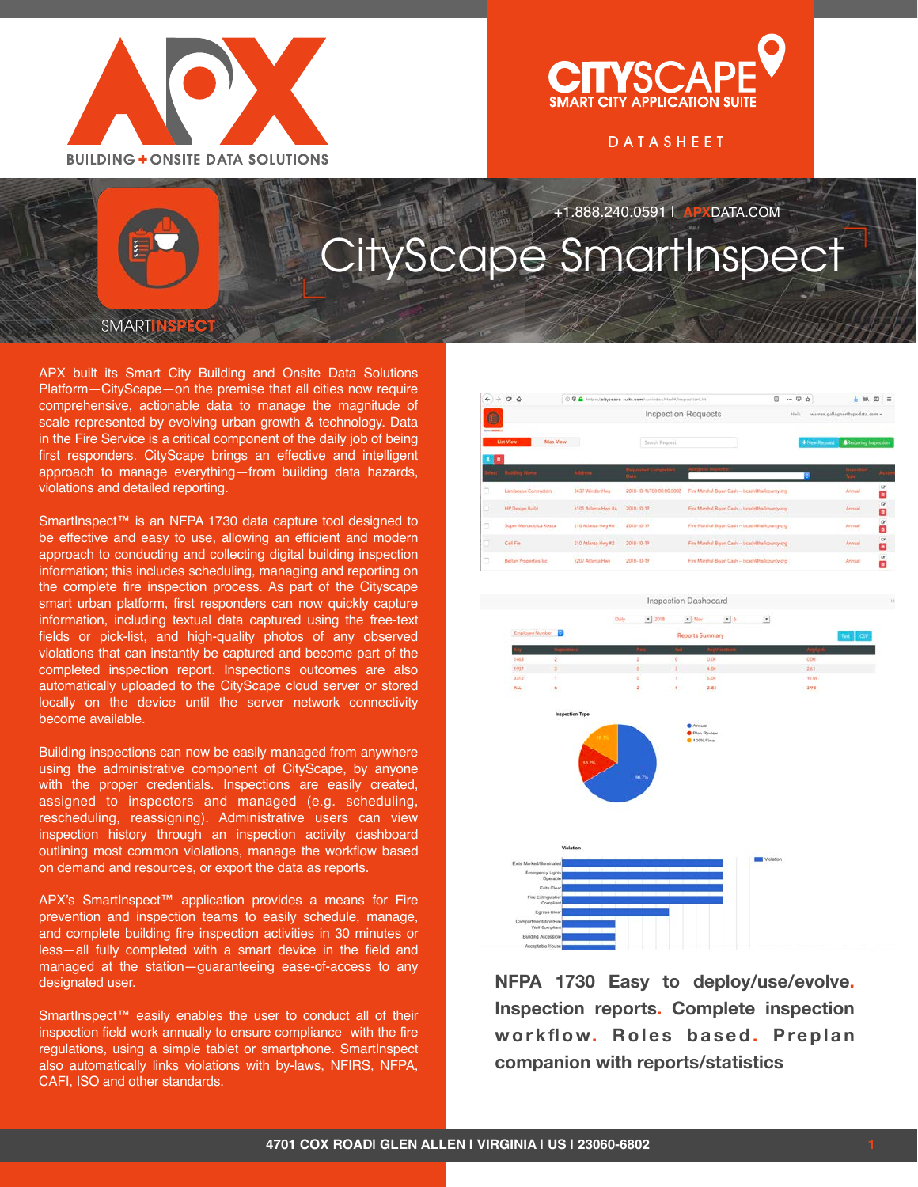APX

BUILDING + ONSITE DATA SOLUTIONS

CITYSCAPE

SMART CITY APPLICATION SUITE

DATASHEET

+1.888.240.0591 I APXDATA.COM

# CityScape SmartInspect

SMARTINSPECT

APX built its Smart City Building and Onsite Data Solutions Platform—CityScape—on the premise that all cities now require comprehensive, actionable data to manage the magnitude of scale represented by evolving urban growth & technology. Data in the Fire Service is a critical component of the daily job of being first responders. CityScape brings an effective and intelligent approach to manage everything—from building data hazards, violations and detailed reporting.

SmartInspect™ is an NFPA 1730 data capture tool designed to be effective and easy to use, allowing an efficient and modern approach to conducting and collecting digital building inspection information; this includes scheduling, managing and reporting on the complete fire inspection process. As part of the Cityscape smart urban platform, first responders can now quickly capture information, including textual data captured using the free-text fields or pick-list, and high-quality photos of any observed violations that can instantly be captured and become part of the completed inspection report. Inspections outcomes are also automatically uploaded to the CityScape cloud server or stored locally on the device until the server network connectivity become available.

Building inspections can now be easily managed from anywhere using the administrative component of CityScape, by anyone with the proper credentials. Inspections are easily created, assigned to inspectors and managed (e.g. scheduling, rescheduling, reassigning). Administrative users can view inspection history through an inspection activity dashboard outlining most common violations, manage the workflow based on demand and resources, or export the data as reports.

APX's SmartInspect™ application provides a means for Fire prevention and inspection teams to easily schedule, manage, and complete building fire inspection activities in 30 minutes or less—all fully completed with a smart device in the field and managed at the station—guaranteeing ease-of-access to any designated user.

SmartInspect™ easily enables the user to conduct all of their inspection field work annually to ensure compliance with the fire regulations, using a simple tablet or smartphone. SmartInspect also automatically links violations with by-laws, NFIRS, NFPA, CAFI, ISO and other standards.

**NFPA 1730 Easy to deploy/use/evolve. Inspection reports. Complete inspection workflow. Roles based. Preplan companion with reports/statistics**

4701 COX ROADI GLEN ALLEN I VIRGINIA I US I 23060-6802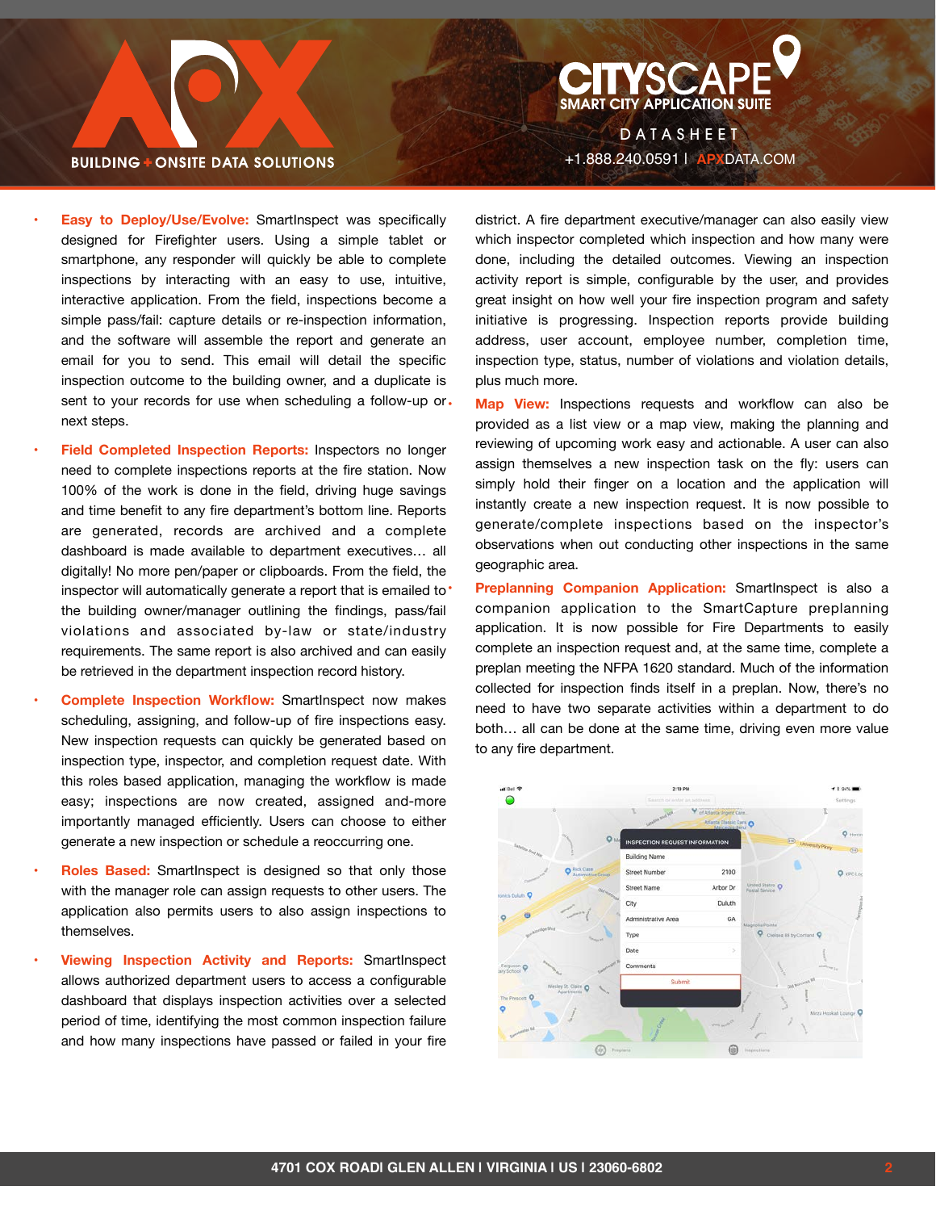- **Easy to Deploy/Use/Evolve:** SmartInspect was specifically designed for Firefighter users. Using a simple tablet or smartphone, any responder will quickly be able to complete inspections by interacting with an easy to use, intuitive, interactive application. From the field, inspections become a simple pass/fail: capture details or re-inspection information, and the software will assemble the report and generate an email for you to send. This email will detail the specific inspection outcome to the building owner, and a duplicate is sent to your records for use when scheduling a follow-up or next steps.

- **Field Completed Inspection Reports:** Inspectors no longer need to complete inspections reports at the fire station. Now 100% of the work is done in the field, driving huge savings and time benefit to any fire department's bottom line. Reports are generated, records are archived and a complete dashboard is made available to department executives… all digitally! No more pen/paper or clipboards. From the field, the inspector will automatically generate a report that is emailed to the building owner/manager outlining the findings, pass/fail violations and associated by-law or state/industry requirements. The same report is also archived and can easily be retrieved in the department inspection record history.

- **Complete Inspection Workflow:** SmartInspect now makes scheduling, assigning, and follow-up of fire inspections easy. New inspection requests can quickly be generated based on inspection type, inspector, and completion request date. With this roles based application, managing the workflow is made easy; inspections are now created, assigned and-more importantly managed efficiently. Users can choose to either generate a new inspection or schedule a reoccurring one.

- **Roles Based:** SmartInspect is designed so that only those with the manager role can assign requests to other users. The application also permits users to also assign inspections to themselves.

- **Viewing Inspection Activity and Reports:** SmartInspect allows authorized department users to access a configurable dashboard that displays inspection activities over a selected period of time, identifying the most common inspection failure and how many inspections have passed or failed in your fire district. A fire department executive/manager can also easily view which inspector completed which inspection and how many were done, including the detailed outcomes. Viewing an inspection activity report is simple, configurable by the user, and provides great insight on how well your fire inspection program and safety initiative is progressing. Inspection reports provide building address, user account, employee number, completion time, inspection type, status, number of violations and violation details, plus much more.

- **Map View:** Inspections requests and workflow can also be provided as a list view or a map view, making the planning and reviewing of upcoming work easy and actionable. A user can also assign themselves a new inspection task on the fly: users can simply hold their finger on a location and the application will instantly create a new inspection request. It is now possible to generate/complete inspections based on the inspector's observations when out conducting other inspections in the same geographic area.

- **Preplanning Companion Application:** SmartInspect is also a companion application to the SmartCapture preplanning application. It is now possible for Fire Departments to easily complete an inspection request and, at the same time, complete a preplan meeting the NFPA 1620 standard. Much of the information collected for inspection finds itself in a preplan. Now, there's no need to have two separate activities within a department to do both… all can be done at the same time, driving even more value to any fire department.